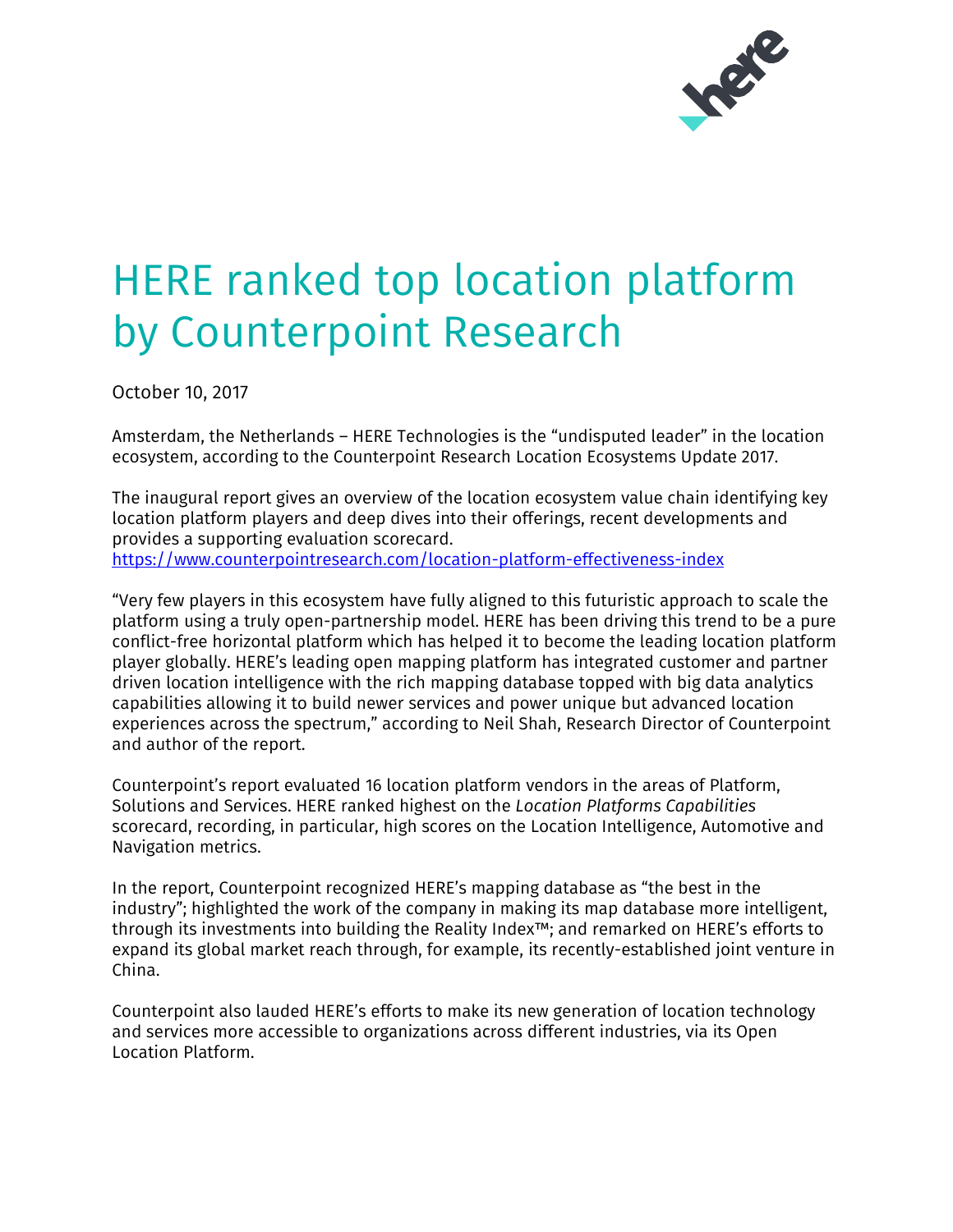# HERE ranked top location platform by Counterpoint Research

October 10, 2017

Amsterdam, the Netherlands – HERE Technologies is the "undisputed leader" in the location ecosystem, according to the Counterpoint Research Location Ecosystems Update 2017.

The inaugural report gives an overview of the location ecosystem value chain identifying key location platform players and deep dives into their offerings, recent developments and provides a supporting evaluation scorecard.
https://www.counterpointresearch.com/location-platform-effectiveness-index

"Very few players in this ecosystem have fully aligned to this futuristic approach to scale the platform using a truly open-partnership model. HERE has been driving this trend to be a pure conflict-free horizontal platform which has helped it to become the leading location platform player globally. HERE's leading open mapping platform has integrated customer and partner driven location intelligence with the rich mapping database topped with big data analytics capabilities allowing it to build newer services and power unique but advanced location experiences across the spectrum," according to Neil Shah, Research Director of Counterpoint and author of the report.

Counterpoint's report evaluated 16 location platform vendors in the areas of Platform, Solutions and Services. HERE ranked highest on the *Location Platforms Capabilities* scorecard, recording, in particular, high scores on the Location Intelligence, Automotive and Navigation metrics.

In the report, Counterpoint recognized HERE's mapping database as "the best in the industry"; highlighted the work of the company in making its map database more intelligent, through its investments into building the Reality Index™; and remarked on HERE's efforts to expand its global market reach through, for example, its recently-established joint venture in China.

Counterpoint also lauded HERE's efforts to make its new generation of location technology and services more accessible to organizations across different industries, via its Open Location Platform.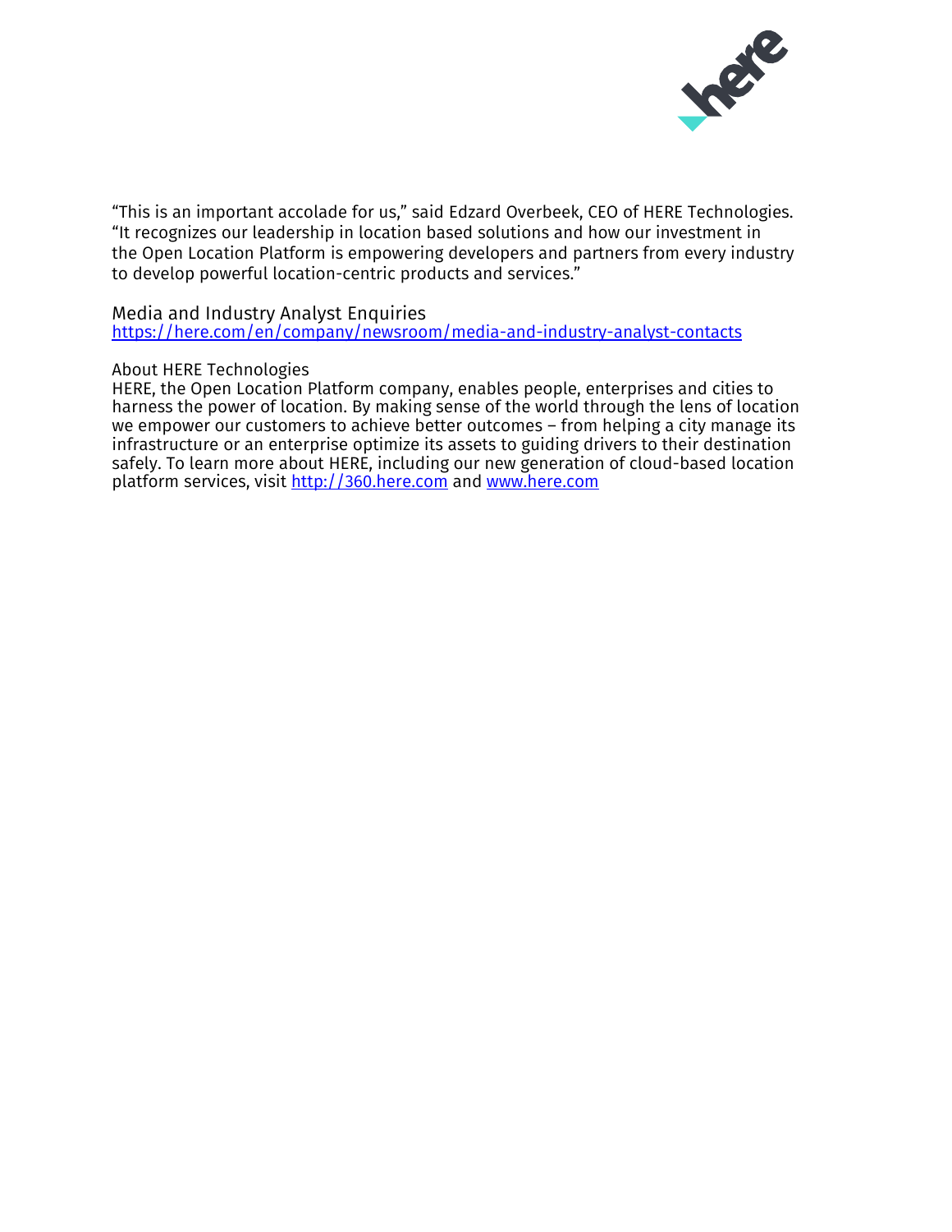"This is an important accolade for us," said Edzard Overbeek, CEO of HERE Technologies. "It recognizes our leadership in location based solutions and how our investment in the Open Location Platform is empowering developers and partners from every industry to develop powerful location-centric products and services."

Media and Industry Analyst Enquiries
https://here.com/en/company/newsroom/media-and-industry-analyst-contacts

About HERE Technologies
HERE, the Open Location Platform company, enables people, enterprises and cities to harness the power of location. By making sense of the world through the lens of location we empower our customers to achieve better outcomes – from helping a city manage its infrastructure or an enterprise optimize its assets to guiding drivers to their destination safely. To learn more about HERE, including our new generation of cloud-based location platform services, visit http://360.here.com and www.here.com